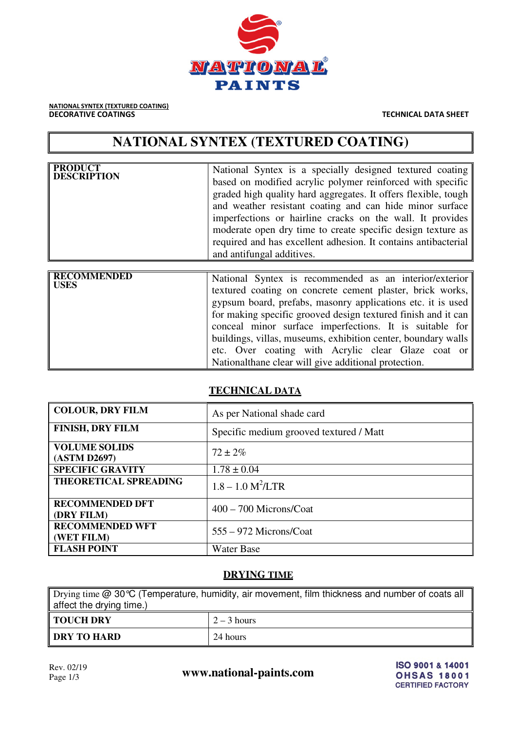NATIONAL PAINTS

**NATIONAL SYNTEX (TEXTURED COATING)**
**DECORATIVE COATINGS**

**TECHNICAL DATA SHEET**

# NATIONAL SYNTEX (TEXTURED COATING)

| | |
|---|---|
| **PRODUCT DESCRIPTION** | National Syntex is a specially designed textured coating based on modified acrylic polymer reinforced with specific graded high quality hard aggregates. It offers flexible, tough and weather resistant coating and can hide minor surface imperfections or hairline cracks on the wall. It provides moderate open dry time to create specific design texture as required and has excellent adhesion. It contains antibacterial and antifungal additives. |

| | |
|---|---|
| **RECOMMENDED USES** | National Syntex is recommended as an interior/exterior textured coating on concrete cement plaster, brick works, gypsum board, prefabs, masonry applications etc. it is used for making specific grooved design textured finish and it can conceal minor surface imperfections. It is suitable for buildings, villas, museums, exhibition center, boundary walls etc. Over coating with Acrylic clear Glaze coat or Nationalthane clear will give additional protection. |

## TECHNICAL DATA

| | |
|---|---|
| **COLOUR, DRY FILM** | As per National shade card |
| **FINISH, DRY FILM** | Specific medium grooved textured / Matt |
| **VOLUME SOLIDS (ASTM D2697)** | 72 ± 2% |
| **SPECIFIC GRAVITY** | 1.78 ± 0.04 |
| **THEORETICAL SPREADING** | 1.8 – 1.0 $M^2$/LTR |
| **RECOMMENDED DFT (DRY FILM)** | 400 – 700 Microns/Coat |
| **RECOMMENDED WFT (WET FILM)** | 555 – 972 Microns/Coat |
| **FLASH POINT** | Water Base |

## DRYING TIME

Drying time @ 30°C (Temperature, humidity, air movement, film thickness and number of coats all affect the drying time.)

| | |
|---|---|
| **TOUCH DRY** | 2 – 3 hours |
| **DRY TO HARD** | 24 hours |

Rev. 02/19

www.national-paints.com

ISO 9001 & 14001
OHSAS 18001
CERTIFIED FACTORY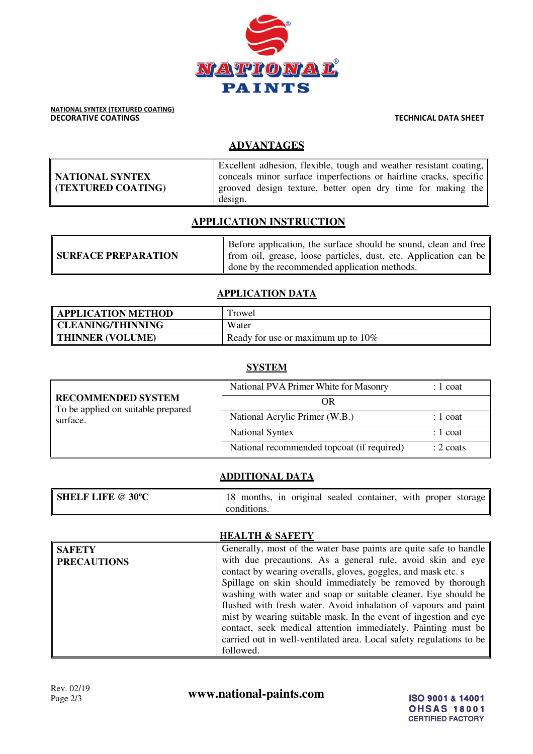**NATIONAL SYNTEX (TEXTURED COATING)**
**DECORATIVE COATINGS**

**TECHNICAL DATA SHEET**

## ADVANTAGES

| | |
|---|---|
| **NATIONAL SYNTEX (TEXTURED COATING)** | Excellent adhesion, flexible, tough and weather resistant coating, conceals minor surface imperfections or hairline cracks, specific grooved design texture, better open dry time for making the design. |

## APPLICATION INSTRUCTION

| | |
|---|---|
| **SURFACE PREPARATION** | Before application, the surface should be sound, clean and free from oil, grease, loose particles, dust, etc. Application can be done by the recommended application methods. |

## APPLICATION DATA

| | |
|---|---|
| **APPLICATION METHOD** | Trowel |
| **CLEANING/THINNING** | Water |
| **THINNER (VOLUME)** | Ready for use or maximum up to 10% |

## SYSTEM

| | | |
|---|---|---|
| **RECOMMENDED SYSTEM** To be applied on suitable prepared surface. | National PVA Primer White for Masonry | : 1 coat |
| | OR | |
| | National Acrylic Primer (W.B.) | : 1 coat |
| | National Syntex | : 1 coat |
| | National recommended topcoat (if required) | : 2 coats |

## ADDITIONAL DATA

| | |
|---|---|
| **SHELF LIFE @ 30ºC** | 18 months, in original sealed container, with proper storage conditions. |

## HEALTH & SAFETY

| | |
|---|---|
| **SAFETY PRECAUTIONS** | Generally, most of the water base paints are quite safe to handle with due precautions. As a general rule, avoid skin and eye contact by wearing overalls, gloves, goggles, and mask etc. s Spillage on skin should immediately be removed by thorough washing with water and soap or suitable cleaner. Eye should be flushed with fresh water. Avoid inhalation of vapours and paint mist by wearing suitable mask. In the event of ingestion and eye contact, seek medical attention immediately. Painting must be carried out in well-ventilated area. Local safety regulations to be followed. |

Rev. 02/19

www.national-paints.com

ISO 9001 & 14001
OHSAS 18001
CERTIFIED FACTORY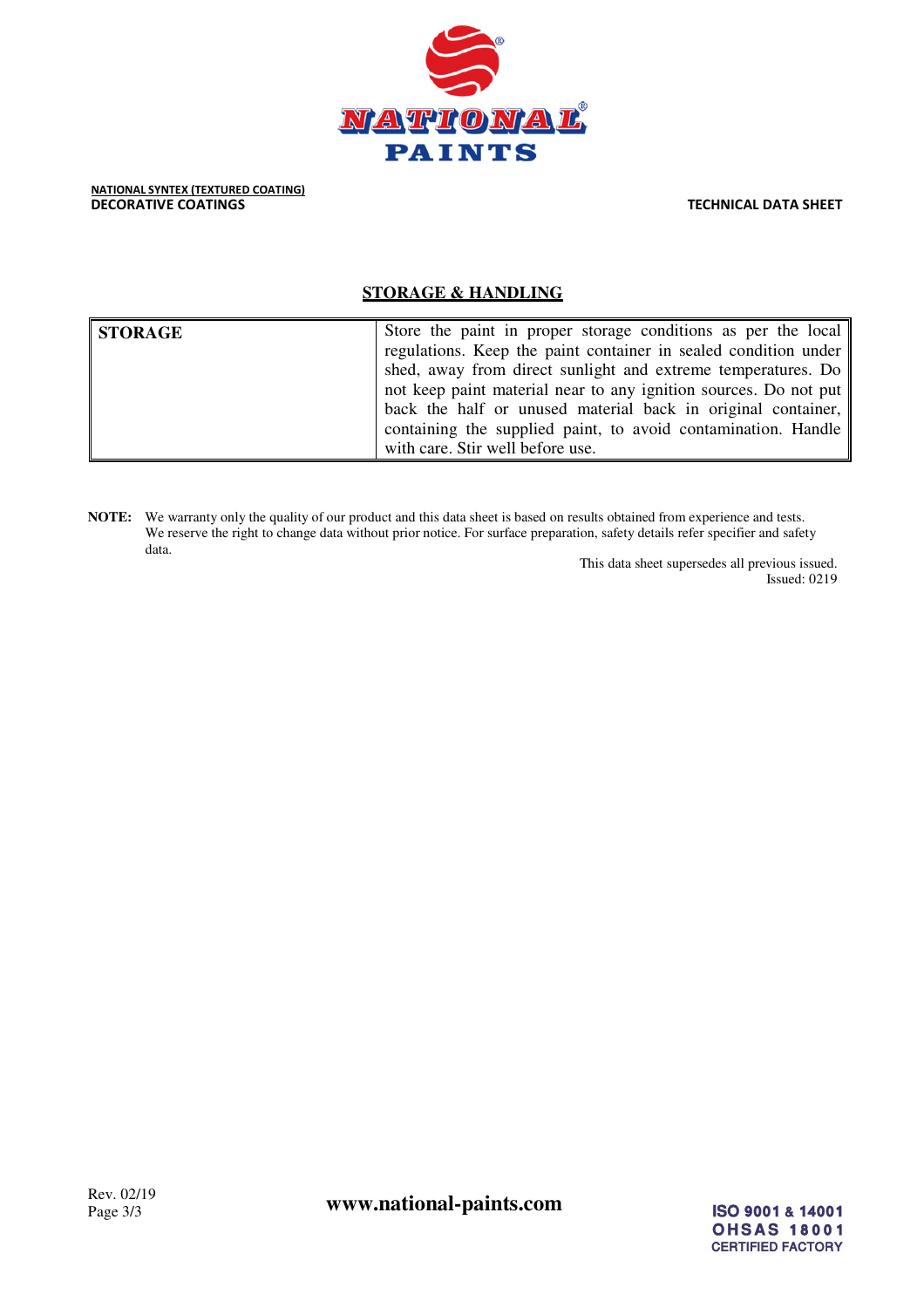NATIONAL SYNTEX (TEXTURED COATING)
DECORATIVE COATINGS

TECHNICAL DATA SHEET

## STORAGE & HANDLING

| | |
|---|---|
| **STORAGE** | Store the paint in proper storage conditions as per the local regulations. Keep the paint container in sealed condition under shed, away from direct sunlight and extreme temperatures. Do not keep paint material near to any ignition sources. Do not put back the half or unused material back in original container, containing the supplied paint, to avoid contamination. Handle with care. Stir well before use. |

**NOTE:** We warranty only the quality of our product and this data sheet is based on results obtained from experience and tests. We reserve the right to change data without prior notice. For surface preparation, safety details refer specifier and safety data.

This data sheet supersedes all previous issued.
Issued: 0219

Rev. 02/19

www.national-paints.com

ISO 9001 & 14001
OHSAS 18001
CERTIFIED FACTORY